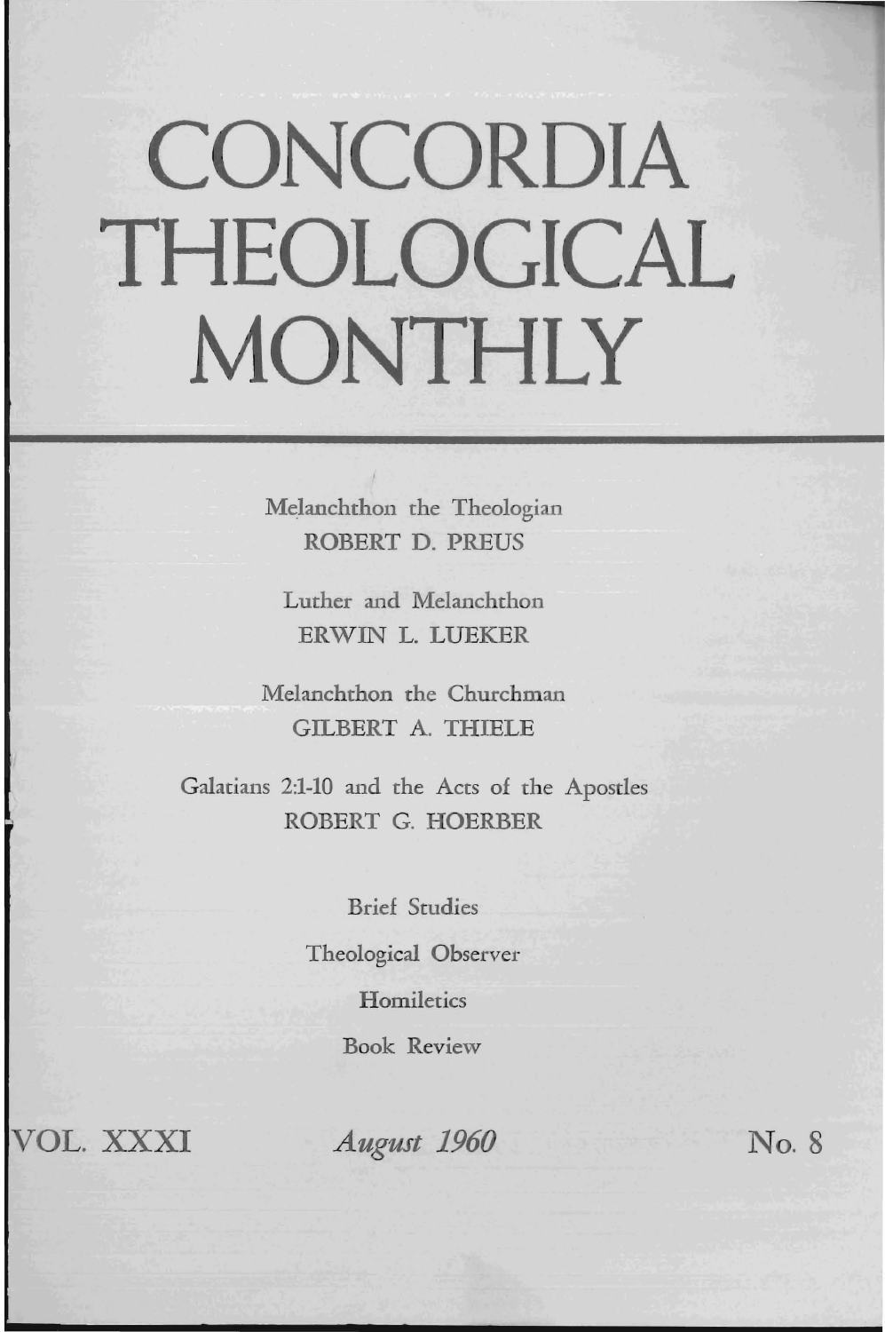# CONCORDIA THEOLOGICAL MONTHLY

Melanchthon the Theologian
ROBERT D. PREUS

Luther and Melanchthon
ERWIN L. LUEKER

Melanchthon the Churchman
GILBERT A. THIELE

Galatians 2:1-10 and the Acts of the Apostles
ROBERT G. HOERBER

Brief Studies

Theological Observer

Homiletics

Book Review

VOL. XXXI *August 1960* No. 8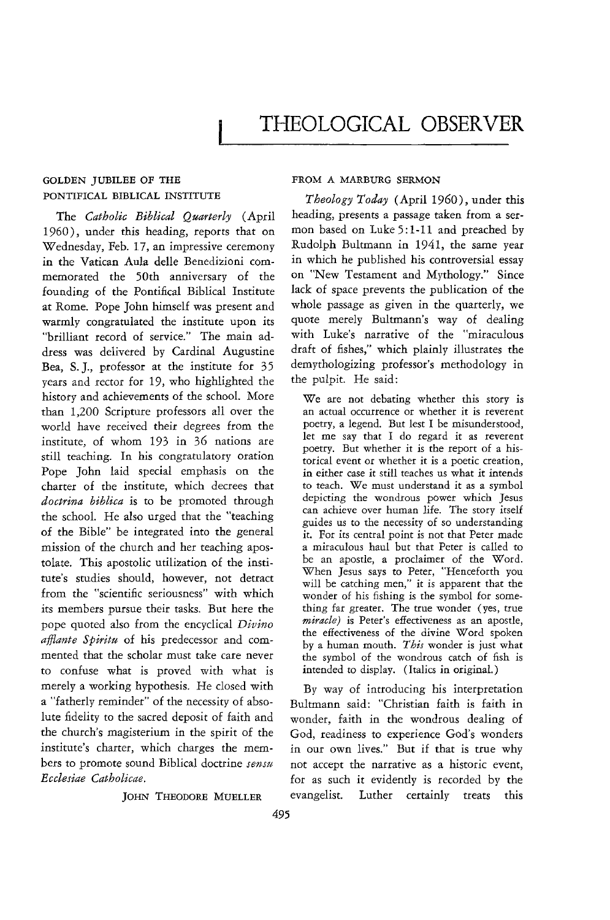# THEOLOGICAL OBSERVER

## GOLDEN JUBILEE OF THE PONTIFICAL BIBLICAL INSTITUTE

The *Catholic Biblical Quarterly* (April 1960), under this heading, reports that on Wednesday, Feb. 17, an impressive ceremony in the Vatican Aula delle Benedizioni commemorated the 50th anniversary of the founding of the Pontifical Biblical Institute at Rome. Pope John himself was present and warmly congratulated the institute upon its "brilliant record of service." The main address was delivered by Cardinal Augustine Bea, S. J., professor at the institute for 35 years and rector for 19, who highlighted the history and achievements of the school. More than 1,200 Scripture professors all over the world have received their degrees from the institute, of whom 193 in 36 nations are still teaching. In his congratulatory oration Pope John laid special emphasis on the charter of the institute, which decrees that *doctrina biblica* is to be promoted through the school. He also urged that the "teaching of the Bible" be integrated into the general mission of the church and her teaching apostolate. This apostolic utilization of the institute's studies should, however, not detract from the "scientific seriousness" with which its members pursue their tasks. But here the pope quoted also from the encyclical *Divino afflante Spiritu* of his predecessor and commented that the scholar must take care never to confuse what is proved with what is merely a working hypothesis. He closed with a "fatherly reminder" of the necessity of absolute fidelity to the sacred deposit of faith and the church's magisterium in the spirit of the institute's charter, which charges the members to promote sound Biblical doctrine *sensu Ecclesiae Catholicae.*

JOHN THEODORE MUELLER

## FROM A MARBURG SERMON

*Theology Today* (April 1960), under this heading, presents a passage taken from a sermon based on Luke 5:1-11 and preached by Rudolph Bultmann in 1941, the same year in which he published his controversial essay on "New Testament and Mythology." Since lack of space prevents the publication of the whole passage as given in the quarterly, we quote merely Bultmann's way of dealing with Luke's narrative of the "miraculous draft of fishes," which plainly illustrates the demythologizing professor's methodology in the pulpit. He said:

> We are not debating whether this story is an actual occurrence or whether it is reverent poetry, a legend. But lest I be misunderstood, let me say that I do regard it as reverent poetry. But whether it is the report of a historical event or whether it is a poetic creation, in either case it still teaches us what it intends to teach. We must understand it as a symbol depicting the wondrous power which Jesus can achieve over human life. The story itself guides us to the necessity of so understanding it. For its central point is not that Peter made a miraculous haul but that Peter is called to be an apostle, a proclaimer of the Word. When Jesus says to Peter, "Henceforth you will be catching men," it is apparent that the wonder of his fishing is the symbol for something far greater. The true wonder (yes, true *miracle)* is Peter's effectiveness as an apostle, the effectiveness of the divine Word spoken by a human mouth. *This* wonder is just what the symbol of the wondrous catch of fish is intended to display. (Italics in original.)

By way of introducing his interpretation Bultmann said: "Christian faith is faith in wonder, faith in the wondrous dealing of God, readiness to experience God's wonders in our own lives." But if that is true why not accept the narrative as a historic event, for as such it evidently is recorded by the evangelist. Luther certainly treats this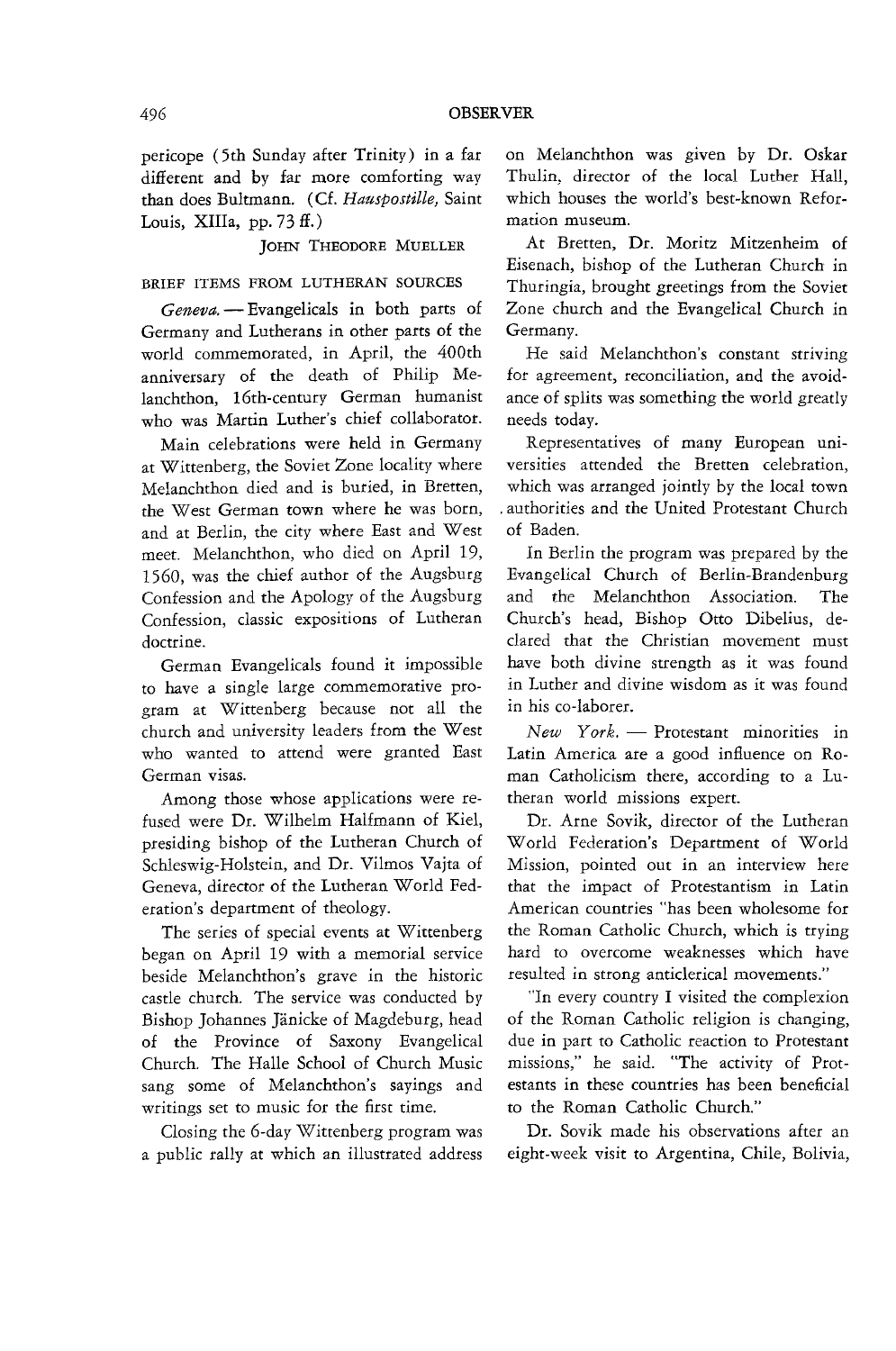pericope (5th Sunday after Trinity) in a far different and by far more comforting way than does Bultmann. (Cf. *Hauspostille,* Saint Louis, XIIIa, pp. 73 ff.)

JOHN THEODORE MUELLER

BRIEF ITEMS FROM LUTHERAN SOURCES

*Geneva.* — Evangelicals in both parts of Germany and Lutherans in other parts of the world commemorated, in April, the 400th anniversary of the death of Philip Melanchthon, 16th-century German humanist who was Martin Luther's chief collaborator.

Main celebrations were held in Germany at Wittenberg, the Soviet Zone locality where Melanchthon died and is buried, in Bretten, the West German town where he was born, and at Berlin, the city where East and West meet. Melanchthon, who died on April 19, 1560, was the chief author of the Augsburg Confession and the Apology of the Augsburg Confession, classic expositions of Lutheran doctrine.

German Evangelicals found it impossible to have a single large commemorative program at Wittenberg because not all the church and university leaders from the West who wanted to attend were granted East German visas.

Among those whose applications were refused were Dr. Wilhelm Halfmann of Kiel, presiding bishop of the Lutheran Church of Schleswig-Holstein, and Dr. Vilmos Vajta of Geneva, director of the Lutheran World Federation's department of theology.

The series of special events at Wittenberg began on April 19 with a memorial service beside Melanchthon's grave in the historic castle church. The service was conducted by Bishop Johannes Jänicke of Magdeburg, head of the Province of Saxony Evangelical Church. The Halle School of Church Music sang some of Melanchthon's sayings and writings set to music for the first time.

Closing the 6-day Wittenberg program was a public rally at which an illustrated address on Melanchthon was given by Dr. Oskar Thulin, director of the local Luther Hall, which houses the world's best-known Reformation museum.

At Bretten, Dr. Moritz Mitzenheim of Eisenach, bishop of the Lutheran Church in Thuringia, brought greetings from the Soviet Zone church and the Evangelical Church in Germany.

He said Melanchthon's constant striving for agreement, reconciliation, and the avoidance of splits was something the world greatly needs today.

Representatives of many European universities attended the Bretten celebration, which was arranged jointly by the local town authorities and the United Protestant Church of Baden.

In Berlin the program was prepared by the Evangelical Church of Berlin-Brandenburg and the Melanchthon Association. The Church's head, Bishop Otto Dibelius, declared that the Christian movement must have both divine strength as it was found in Luther and divine wisdom as it was found in his co-laborer.

*New York.* — Protestant minorities in Latin America are a good influence on Roman Catholicism there, according to a Lutheran world missions expert.

Dr. Arne Sovik, director of the Lutheran World Federation's Department of World Mission, pointed out in an interview here that the impact of Protestantism in Latin American countries "has been wholesome for the Roman Catholic Church, which is trying hard to overcome weaknesses which have resulted in strong anticlerical movements."

"In every country I visited the complexion of the Roman Catholic religion is changing, due in part to Catholic reaction to Protestant missions," he said. "The activity of Protestants in these countries has been beneficial to the Roman Catholic Church."

Dr. Sovik made his observations after an eight-week visit to Argentina, Chile, Bolivia,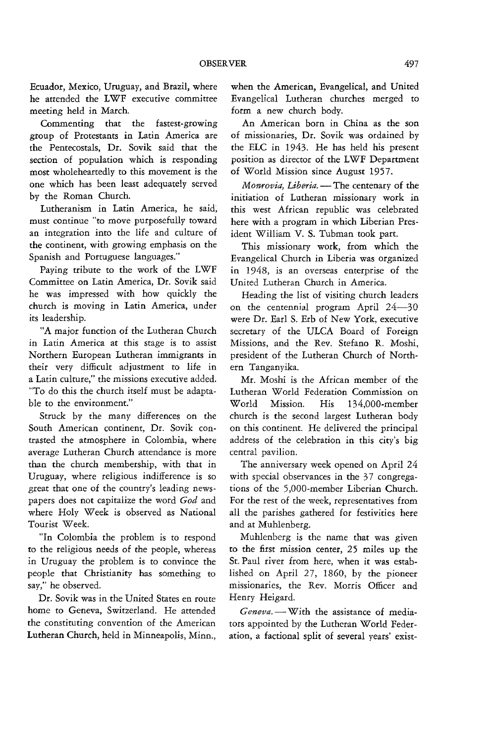Ecuador, Mexico, Uruguay, and Brazil, where he attended the LWF executive committee meeting held in March.

Commenting that the fastest-growing group of Protestants in Latin America are the Pentecostals, Dr. Sovik said that the section of population which is responding most wholeheartedly to this movement is the one which has been least adequately served by the Roman Church.

Lutheranism in Latin America, he said, must continue "to move purposefully toward an integration into the life and culture of the continent, with growing emphasis on the Spanish and Portuguese languages."

Paying tribute to the work of the LWF Committee on Latin America, Dr. Sovik said he was impressed with how quickly the church is moving in Latin America, under its leadership.

"A major function of the Lutheran Church in Latin America at this stage is to assist Northern European Lutheran immigrants in their very difficult adjustment to life in a Latin culture," the missions executive added. "To do this the church itself must be adaptable to the environment."

Struck by the many differences on the South American continent, Dr. Sovik contrasted the atmosphere in Colombia, where average Lutheran Church attendance is more than the church membership, with that in Uruguay, where religious indifference is so great that one of the country's leading newspapers does not capitalize the word *God* and where Holy Week is observed as National Tourist Week.

"In Colombia the problem is to respond to the religious needs of the people, whereas in Uruguay the problem is to convince the people that Christianity has something to say," he observed.

Dr. Sovik was in the United States en route home to Geneva, Switzerland. He attended the constituting convention of the American Lutheran Church, held in Minneapolis, Minn., when the American, Evangelical, and United Evangelical Lutheran churches merged to form a new church body.

An American born in China as the son of missionaries, Dr. Sovik was ordained by the ELC in 1943. He has held his present position as director of the LWF Department of World Mission since August 1957.

*Monrovia, Liberia.* — The centenary of the initiation of Lutheran missionary work in this west African republic was celebrated here with a program in which Liberian President William V. S. Tubman took part.

This missionary work, from which the Evangelical Church in Liberia was organized in 1948, is an overseas enterprise of the United Lutheran Church in America.

Heading the list of visiting church leaders on the centennial program April 24—30 were Dr. Earl S. Erb of New York, executive secretary of the ULCA Board of Foreign Missions, and the Rev. Stefano R. Moshi, president of the Lutheran Church of Northern Tanganyika.

Mr. Moshi is the African member of the Lutheran World Federation Commission on World Mission. His 134,000-member church is the second largest Lutheran body on this continent. He delivered the principal address of the celebration in this city's big central pavilion.

The anniversary week opened on April 24 with special observances in the 37 congregations of the 5,000-member Liberian Church. For the rest of the week, representatives from all the parishes gathered for festivities here and at Muhlenberg.

Muhlenberg is the name that was given to the first mission center, 25 miles up the St. Paul river from here, when it was established on April 27, 1860, by the pioneer missionaries, the Rev. Morris Officer and Henry Heigard.

*Geneva.* — With the assistance of mediators appointed by the Lutheran World Federation, a factional split of several years' exist-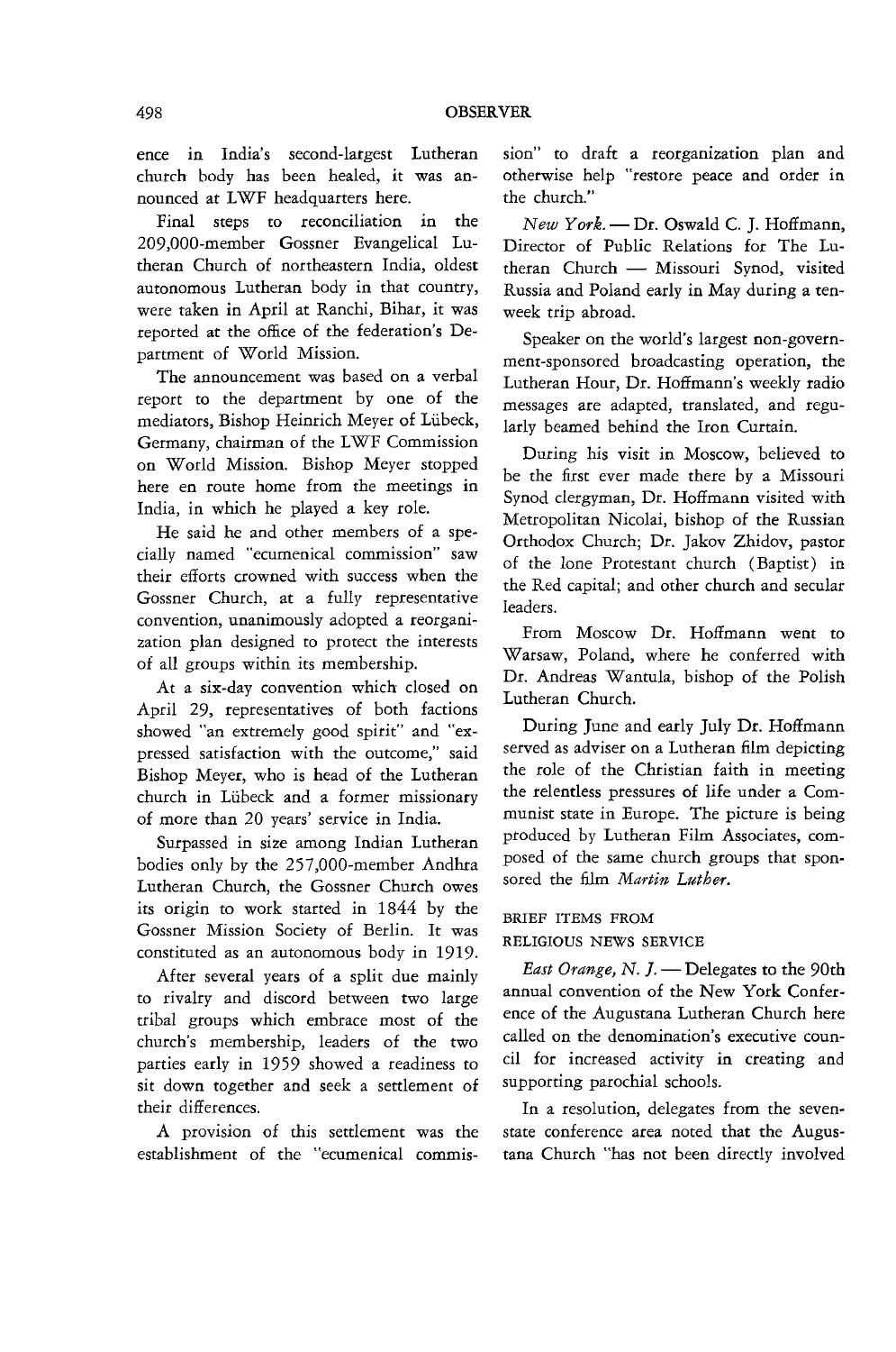ence in India's second-largest Lutheran church body has been healed, it was announced at LWF headquarters here.

Final steps to reconciliation in the 209,000-member Gossner Evangelical Lutheran Church of northeastern India, oldest autonomous Lutheran body in that country, were taken in April at Ranchi, Bihar, it was reported at the office of the federation's Department of World Mission.

The announcement was based on a verbal report to the department by one of the mediators, Bishop Heinrich Meyer of Lübeck, Germany, chairman of the LWF Commission on World Mission. Bishop Meyer stopped here en route home from the meetings in India, in which he played a key role.

He said he and other members of a specially named "ecumenical commission" saw their efforts crowned with success when the Gossner Church, at a fully representative convention, unanimously adopted a reorganization plan designed to protect the interests of all groups within its membership.

At a six-day convention which closed on April 29, representatives of both factions showed "an extremely good spirit" and "expressed satisfaction with the outcome," said Bishop Meyer, who is head of the Lutheran church in Lübeck and a former missionary of more than 20 years' service in India.

Surpassed in size among Indian Lutheran bodies only by the 257,000-member Andhra Lutheran Church, the Gossner Church owes its origin to work started in 1844 by the Gossner Mission Society of Berlin. It was constituted as an autonomous body in 1919.

After several years of a split due mainly to rivalry and discord between two large tribal groups which embrace most of the church's membership, leaders of the two parties early in 1959 showed a readiness to sit down together and seek a settlement of their differences.

A provision of this settlement was the establishment of the "ecumenical commission" to draft a reorganization plan and otherwise help "restore peace and order in the church."

*New York.* — Dr. Oswald C. J. Hoffmann, Director of Public Relations for The Lutheran Church — Missouri Synod, visited Russia and Poland early in May during a ten-week trip abroad.

Speaker on the world's largest non-government-sponsored broadcasting operation, the Lutheran Hour, Dr. Hoffmann's weekly radio messages are adapted, translated, and regularly beamed behind the Iron Curtain.

During his visit in Moscow, believed to be the first ever made there by a Missouri Synod clergyman, Dr. Hoffmann visited with Metropolitan Nicolai, bishop of the Russian Orthodox Church; Dr. Jakov Zhidov, pastor of the lone Protestant church (Baptist) in the Red capital; and other church and secular leaders.

From Moscow Dr. Hoffmann went to Warsaw, Poland, where he conferred with Dr. Andreas Wantula, bishop of the Polish Lutheran Church.

During June and early July Dr. Hoffmann served as adviser on a Lutheran film depicting the role of the Christian faith in meeting the relentless pressures of life under a Communist state in Europe. The picture is being produced by Lutheran Film Associates, composed of the same church groups that sponsored the film *Martin Luther.*

## BRIEF ITEMS FROM RELIGIOUS NEWS SERVICE

*East Orange, N. J.* — Delegates to the 90th annual convention of the New York Conference of the Augustana Lutheran Church here called on the denomination's executive council for increased activity in creating and supporting parochial schools.

In a resolution, delegates from the seven-state conference area noted that the Augustana Church "has not been directly involved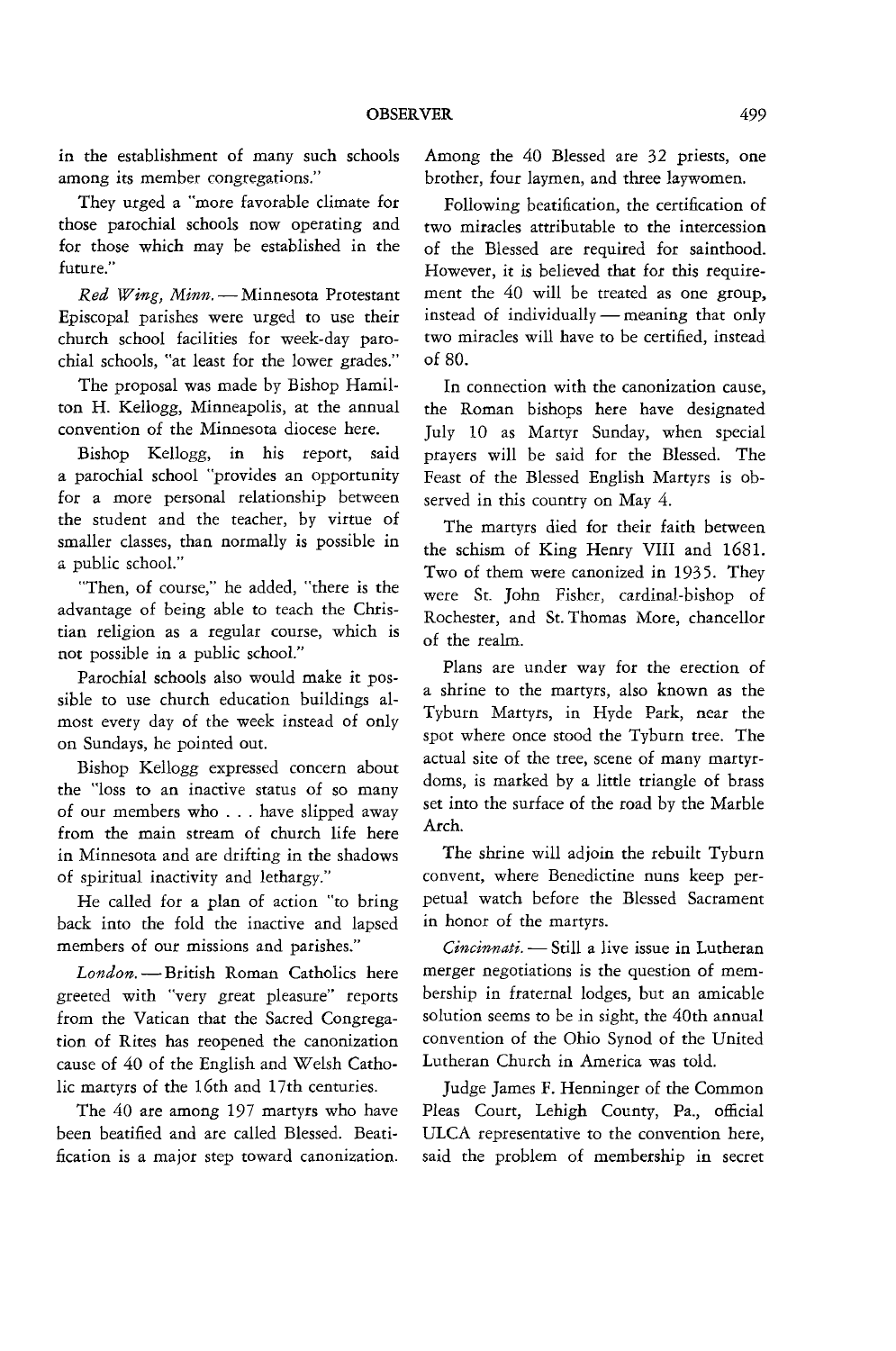in the establishment of many such schools among its member congregations."

They urged a "more favorable climate for those parochial schools now operating and for those which may be established in the future."

*Red Wing, Minn.* — Minnesota Protestant Episcopal parishes were urged to use their church school facilities for week-day parochial schools, "at least for the lower grades."

The proposal was made by Bishop Hamilton H. Kellogg, Minneapolis, at the annual convention of the Minnesota diocese here.

Bishop Kellogg, in his report, said a parochial school "provides an opportunity for a more personal relationship between the student and the teacher, by virtue of smaller classes, than normally is possible in a public school."

"Then, of course," he added, "there is the advantage of being able to teach the Christian religion as a regular course, which is not possible in a public school."

Parochial schools also would make it possible to use church education buildings almost every day of the week instead of only on Sundays, he pointed out.

Bishop Kellogg expressed concern about the "loss to an inactive status of so many of our members who . . . have slipped away from the main stream of church life here in Minnesota and are drifting in the shadows of spiritual inactivity and lethargy."

He called for a plan of action "to bring back into the fold the inactive and lapsed members of our missions and parishes."

*London.* — British Roman Catholics here greeted with "very great pleasure" reports from the Vatican that the Sacred Congregation of Rites has reopened the canonization cause of 40 of the English and Welsh Catholic martyrs of the 16th and 17th centuries.

The 40 are among 197 martyrs who have been beatified and are called Blessed. Beatification is a major step toward canonization. Among the 40 Blessed are 32 priests, one brother, four laymen, and three laywomen.

Following beatification, the certification of two miracles attributable to the intercession of the Blessed are required for sainthood. However, it is believed that for this requirement the 40 will be treated as one group, instead of individually — meaning that only two miracles will have to be certified, instead of 80.

In connection with the canonization cause, the Roman bishops here have designated July 10 as Martyr Sunday, when special prayers will be said for the Blessed. The Feast of the Blessed English Martyrs is observed in this country on May 4.

The martyrs died for their faith between the schism of King Henry VIII and 1681. Two of them were canonized in 1935. They were St. John Fisher, cardinal-bishop of Rochester, and St. Thomas More, chancellor of the realm.

Plans are under way for the erection of a shrine to the martyrs, also known as the Tyburn Martyrs, in Hyde Park, near the spot where once stood the Tyburn tree. The actual site of the tree, scene of many martyrdoms, is marked by a little triangle of brass set into the surface of the road by the Marble Arch.

The shrine will adjoin the rebuilt Tyburn convent, where Benedictine nuns keep perpetual watch before the Blessed Sacrament in honor of the martyrs.

*Cincinnati.* — Still a live issue in Lutheran merger negotiations is the question of membership in fraternal lodges, but an amicable solution seems to be in sight, the 40th annual convention of the Ohio Synod of the United Lutheran Church in America was told.

Judge James F. Henninger of the Common Pleas Court, Lehigh County, Pa., official ULCA representative to the convention here, said the problem of membership in secret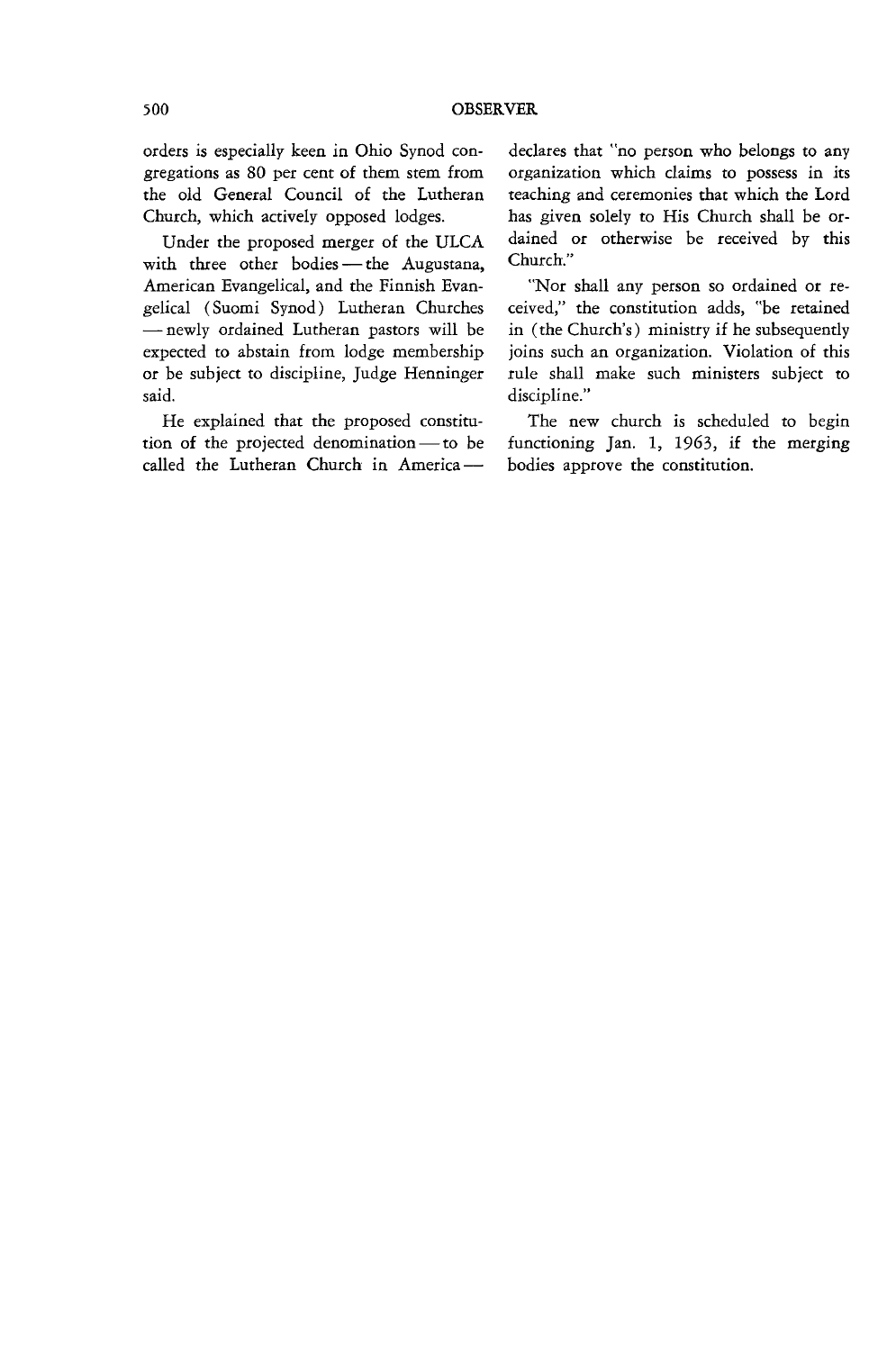orders is especially keen in Ohio Synod congregations as 80 per cent of them stem from the old General Council of the Lutheran Church, which actively opposed lodges.

Under the proposed merger of the ULCA with three other bodies — the Augustana, American Evangelical, and the Finnish Evangelical (Suomi Synod) Lutheran Churches — newly ordained Lutheran pastors will be expected to abstain from lodge membership or be subject to discipline, Judge Henninger said.

He explained that the proposed constitution of the projected denomination — to be called the Lutheran Church in America — declares that "no person who belongs to any organization which claims to possess in its teaching and ceremonies that which the Lord has given solely to His Church shall be ordained or otherwise be received by this Church."

"Nor shall any person so ordained or received," the constitution adds, "be retained in (the Church's) ministry if he subsequently joins such an organization. Violation of this rule shall make such ministers subject to discipline."

The new church is scheduled to begin functioning Jan. 1, 1963, if the merging bodies approve the constitution.